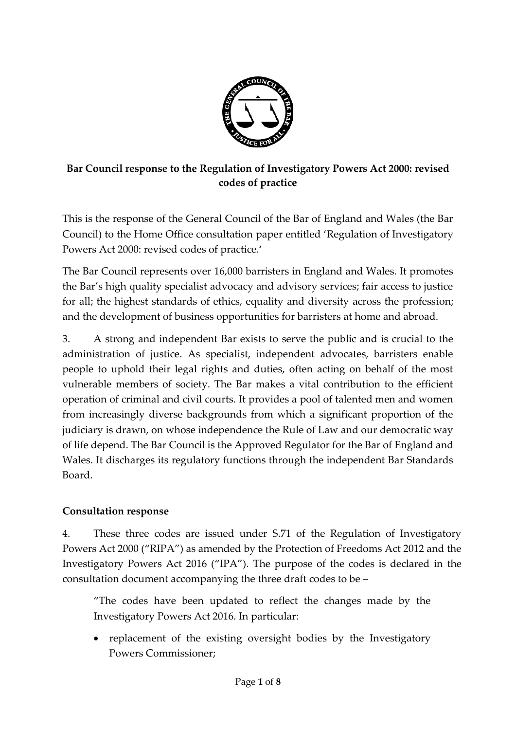**Bar Council response to the Regulation of Investigatory Powers Act 2000: revised codes of practice**

This is the response of the General Council of the Bar of England and Wales (the Bar Council) to the Home Office consultation paper entitled 'Regulation of Investigatory Powers Act 2000: revised codes of practice.'

The Bar Council represents over 16,000 barristers in England and Wales. It promotes the Bar's high quality specialist advocacy and advisory services; fair access to justice for all; the highest standards of ethics, equality and diversity across the profession; and the development of business opportunities for barristers at home and abroad.

3. A strong and independent Bar exists to serve the public and is crucial to the administration of justice. As specialist, independent advocates, barristers enable people to uphold their legal rights and duties, often acting on behalf of the most vulnerable members of society. The Bar makes a vital contribution to the efficient operation of criminal and civil courts. It provides a pool of talented men and women from increasingly diverse backgrounds from which a significant proportion of the judiciary is drawn, on whose independence the Rule of Law and our democratic way of life depend. The Bar Council is the Approved Regulator for the Bar of England and Wales. It discharges its regulatory functions through the independent Bar Standards Board.

## Consultation response

4. These three codes are issued under S.71 of the Regulation of Investigatory Powers Act 2000 ("RIPA") as amended by the Protection of Freedoms Act 2012 and the Investigatory Powers Act 2016 ("IPA"). The purpose of the codes is declared in the consultation document accompanying the three draft codes to be –

> "The codes have been updated to reflect the changes made by the Investigatory Powers Act 2016. In particular:
>
> - replacement of the existing oversight bodies by the Investigatory Powers Commissioner;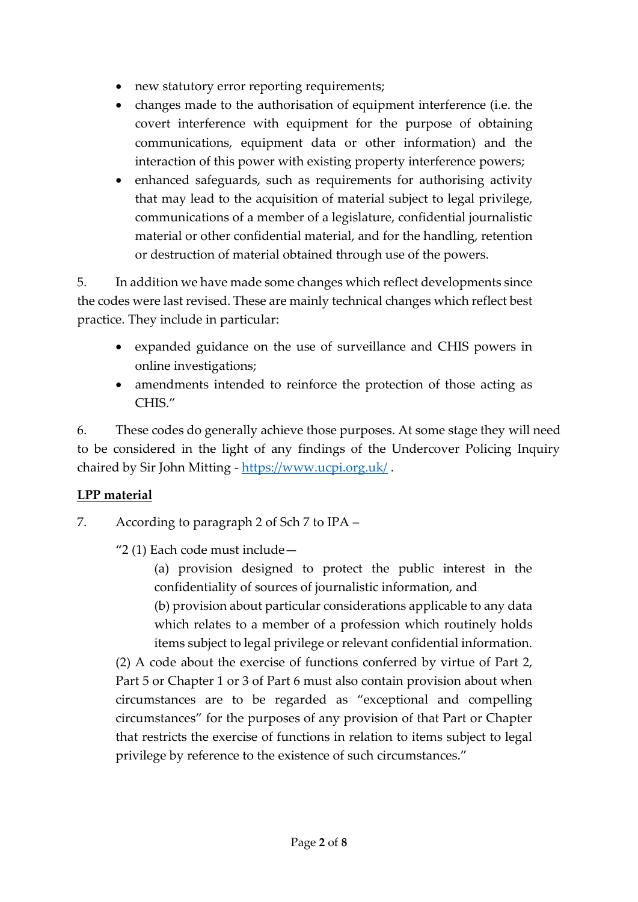- new statutory error reporting requirements;
- changes made to the authorisation of equipment interference (i.e. the covert interference with equipment for the purpose of obtaining communications, equipment data or other information) and the interaction of this power with existing property interference powers;
- enhanced safeguards, such as requirements for authorising activity that may lead to the acquisition of material subject to legal privilege, communications of a member of a legislature, confidential journalistic material or other confidential material, and for the handling, retention or destruction of material obtained through use of the powers.

5. In addition we have made some changes which reflect developments since the codes were last revised. These are mainly technical changes which reflect best practice. They include in particular:

- expanded guidance on the use of surveillance and CHIS powers in online investigations;
- amendments intended to reinforce the protection of those acting as CHIS."

6. These codes do generally achieve those purposes. At some stage they will need to be considered in the light of any findings of the Undercover Policing Inquiry chaired by Sir John Mitting - https://www.ucpi.org.uk/ .

**LPP material**

7. According to paragraph 2 of Sch 7 to IPA –

> "2 (1) Each code must include—
>
> (a) provision designed to protect the public interest in the confidentiality of sources of journalistic information, and
>
> (b) provision about particular considerations applicable to any data which relates to a member of a profession which routinely holds items subject to legal privilege or relevant confidential information.
>
> (2) A code about the exercise of functions conferred by virtue of Part 2, Part 5 or Chapter 1 or 3 of Part 6 must also contain provision about when circumstances are to be regarded as "exceptional and compelling circumstances" for the purposes of any provision of that Part or Chapter that restricts the exercise of functions in relation to items subject to legal privilege by reference to the existence of such circumstances."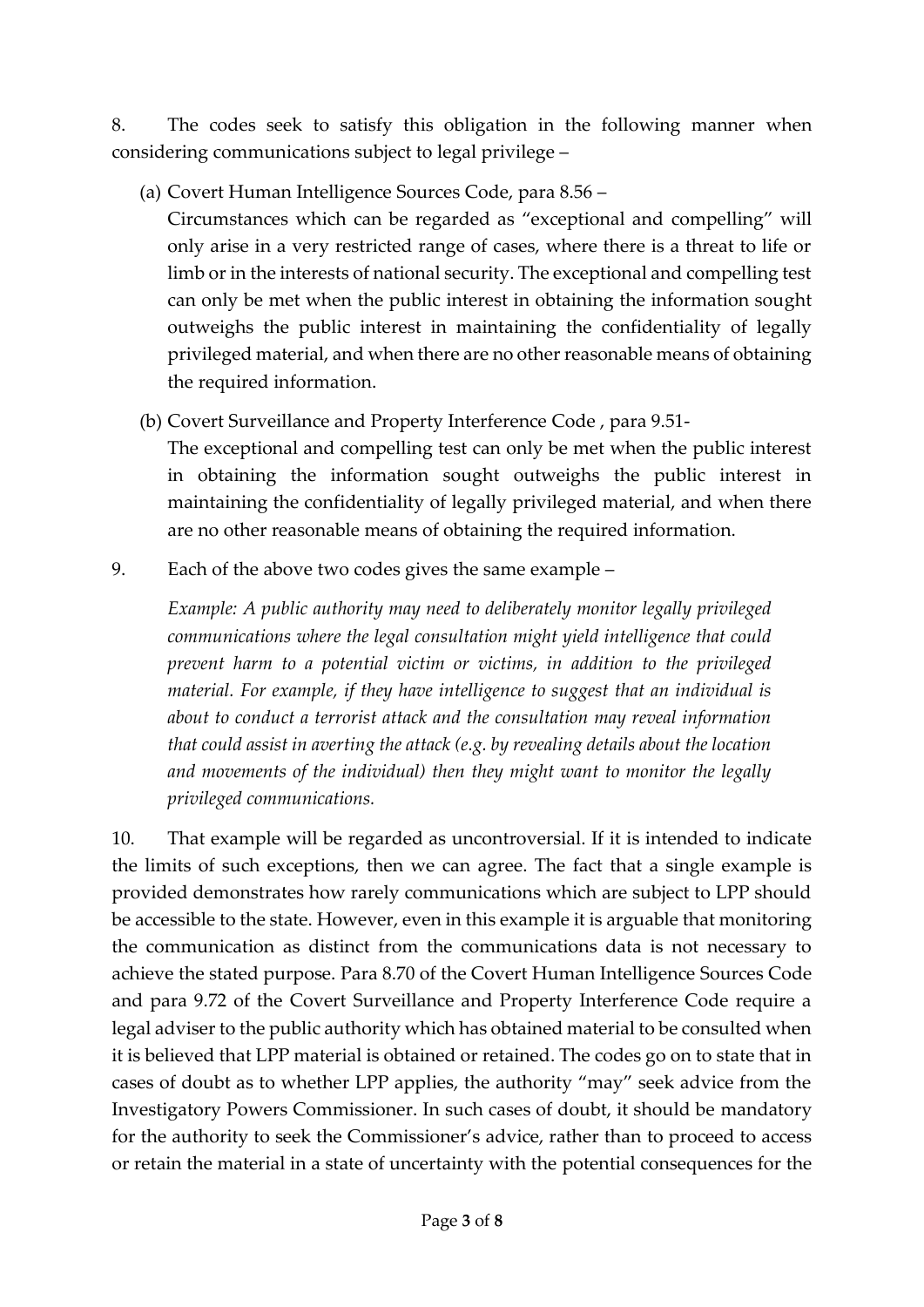8. The codes seek to satisfy this obligation in the following manner when considering communications subject to legal privilege –

(a) Covert Human Intelligence Sources Code, para 8.56 –
Circumstances which can be regarded as "exceptional and compelling" will only arise in a very restricted range of cases, where there is a threat to life or limb or in the interests of national security. The exceptional and compelling test can only be met when the public interest in obtaining the information sought outweighs the public interest in maintaining the confidentiality of legally privileged material, and when there are no other reasonable means of obtaining the required information.

(b) Covert Surveillance and Property Interference Code , para 9.51-
The exceptional and compelling test can only be met when the public interest in obtaining the information sought outweighs the public interest in maintaining the confidentiality of legally privileged material, and when there are no other reasonable means of obtaining the required information.

9. Each of the above two codes gives the same example –

*Example: A public authority may need to deliberately monitor legally privileged communications where the legal consultation might yield intelligence that could prevent harm to a potential victim or victims, in addition to the privileged material. For example, if they have intelligence to suggest that an individual is about to conduct a terrorist attack and the consultation may reveal information that could assist in averting the attack (e.g. by revealing details about the location and movements of the individual) then they might want to monitor the legally privileged communications.*

10. That example will be regarded as uncontroversial. If it is intended to indicate the limits of such exceptions, then we can agree. The fact that a single example is provided demonstrates how rarely communications which are subject to LPP should be accessible to the state. However, even in this example it is arguable that monitoring the communication as distinct from the communications data is not necessary to achieve the stated purpose. Para 8.70 of the Covert Human Intelligence Sources Code and para 9.72 of the Covert Surveillance and Property Interference Code require a legal adviser to the public authority which has obtained material to be consulted when it is believed that LPP material is obtained or retained. The codes go on to state that in cases of doubt as to whether LPP applies, the authority "may" seek advice from the Investigatory Powers Commissioner. In such cases of doubt, it should be mandatory for the authority to seek the Commissioner's advice, rather than to proceed to access or retain the material in a state of uncertainty with the potential consequences for the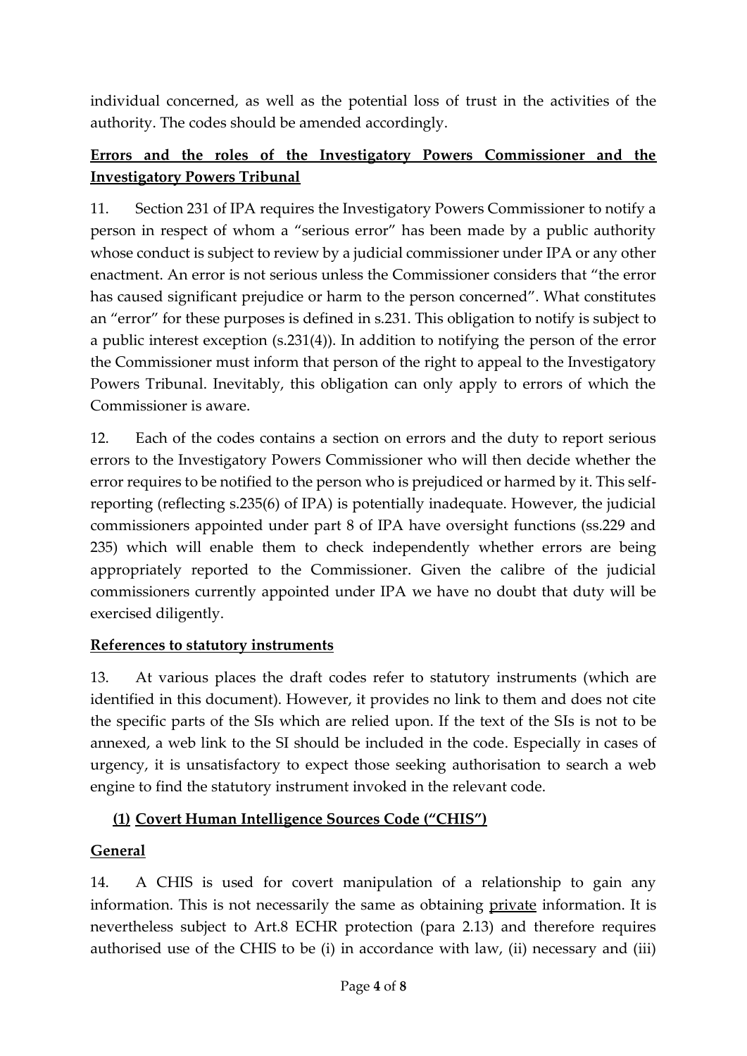individual concerned, as well as the potential loss of trust in the activities of the authority. The codes should be amended accordingly.

**<u>Errors and the roles of the Investigatory Powers Commissioner and the Investigatory Powers Tribunal</u>**

11. Section 231 of IPA requires the Investigatory Powers Commissioner to notify a person in respect of whom a "serious error" has been made by a public authority whose conduct is subject to review by a judicial commissioner under IPA or any other enactment. An error is not serious unless the Commissioner considers that "the error has caused significant prejudice or harm to the person concerned". What constitutes an "error" for these purposes is defined in s.231. This obligation to notify is subject to a public interest exception (s.231(4)). In addition to notifying the person of the error the Commissioner must inform that person of the right to appeal to the Investigatory Powers Tribunal. Inevitably, this obligation can only apply to errors of which the Commissioner is aware.

12. Each of the codes contains a section on errors and the duty to report serious errors to the Investigatory Powers Commissioner who will then decide whether the error requires to be notified to the person who is prejudiced or harmed by it. This self-reporting (reflecting s.235(6) of IPA) is potentially inadequate. However, the judicial commissioners appointed under part 8 of IPA have oversight functions (ss.229 and 235) which will enable them to check independently whether errors are being appropriately reported to the Commissioner. Given the calibre of the judicial commissioners currently appointed under IPA we have no doubt that duty will be exercised diligently.

**<u>References to statutory instruments</u>**

13. At various places the draft codes refer to statutory instruments (which are identified in this document). However, it provides no link to them and does not cite the specific parts of the SIs which are relied upon. If the text of the SIs is not to be annexed, a web link to the SI should be included in the code. Especially in cases of urgency, it is unsatisfactory to expect those seeking authorisation to search a web engine to find the statutory instrument invoked in the relevant code.

**<u>(1) Covert Human Intelligence Sources Code ("CHIS")</u>**

**<u>General</u>**

14. A CHIS is used for covert manipulation of a relationship to gain any information. This is not necessarily the same as obtaining <u>private</u> information. It is nevertheless subject to Art.8 ECHR protection (para 2.13) and therefore requires authorised use of the CHIS to be (i) in accordance with law, (ii) necessary and (iii)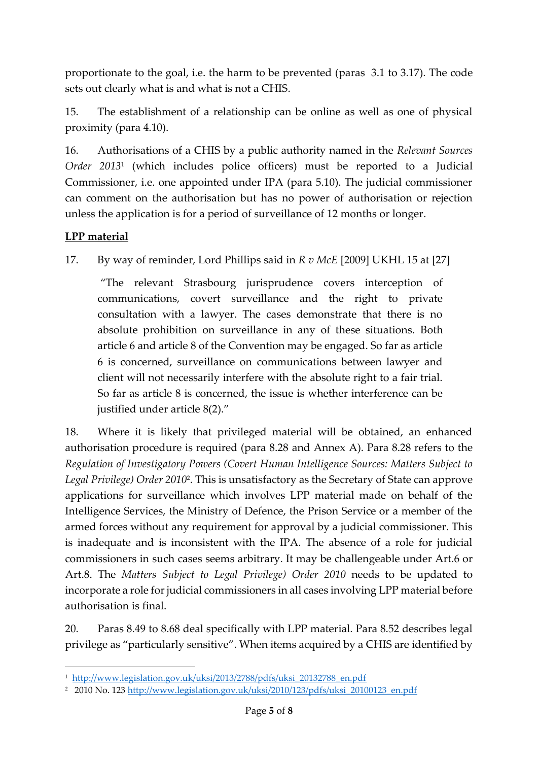proportionate to the goal, i.e. the harm to be prevented (paras 3.1 to 3.17). The code sets out clearly what is and what is not a CHIS.

15. The establishment of a relationship can be online as well as one of physical proximity (para 4.10).

16. Authorisations of a CHIS by a public authority named in the *Relevant Sources Order 2013*[1] (which includes police officers) must be reported to a Judicial Commissioner, i.e. one appointed under IPA (para 5.10). The judicial commissioner can comment on the authorisation but has no power of authorisation or rejection unless the application is for a period of surveillance of 12 months or longer.

**LPP material**

17. By way of reminder, Lord Phillips said in *R v McE* [2009] UKHL 15 at [27]

> "The relevant Strasbourg jurisprudence covers interception of communications, covert surveillance and the right to private consultation with a lawyer. The cases demonstrate that there is no absolute prohibition on surveillance in any of these situations. Both article 6 and article 8 of the Convention may be engaged. So far as article 6 is concerned, surveillance on communications between lawyer and client will not necessarily interfere with the absolute right to a fair trial. So far as article 8 is concerned, the issue is whether interference can be justified under article 8(2)."

18. Where it is likely that privileged material will be obtained, an enhanced authorisation procedure is required (para 8.28 and Annex A). Para 8.28 refers to the *Regulation of Investigatory Powers (Covert Human Intelligence Sources: Matters Subject to Legal Privilege) Order 2010*[2]. This is unsatisfactory as the Secretary of State can approve applications for surveillance which involves LPP material made on behalf of the Intelligence Services, the Ministry of Defence, the Prison Service or a member of the armed forces without any requirement for approval by a judicial commissioner. This is inadequate and is inconsistent with the IPA. The absence of a role for judicial commissioners in such cases seems arbitrary. It may be challengeable under Art.6 or Art.8. The *Matters Subject to Legal Privilege) Order 2010* needs to be updated to incorporate a role for judicial commissioners in all cases involving LPP material before authorisation is final.

20. Paras 8.49 to 8.68 deal specifically with LPP material. Para 8.52 describes legal privilege as "particularly sensitive". When items acquired by a CHIS are identified by

---

[1] http://www.legislation.gov.uk/uksi/2013/2788/pdfs/uksi_20132788_en.pdf

[2] 2010 No. 123 http://www.legislation.gov.uk/uksi/2010/123/pdfs/uksi_20100123_en.pdf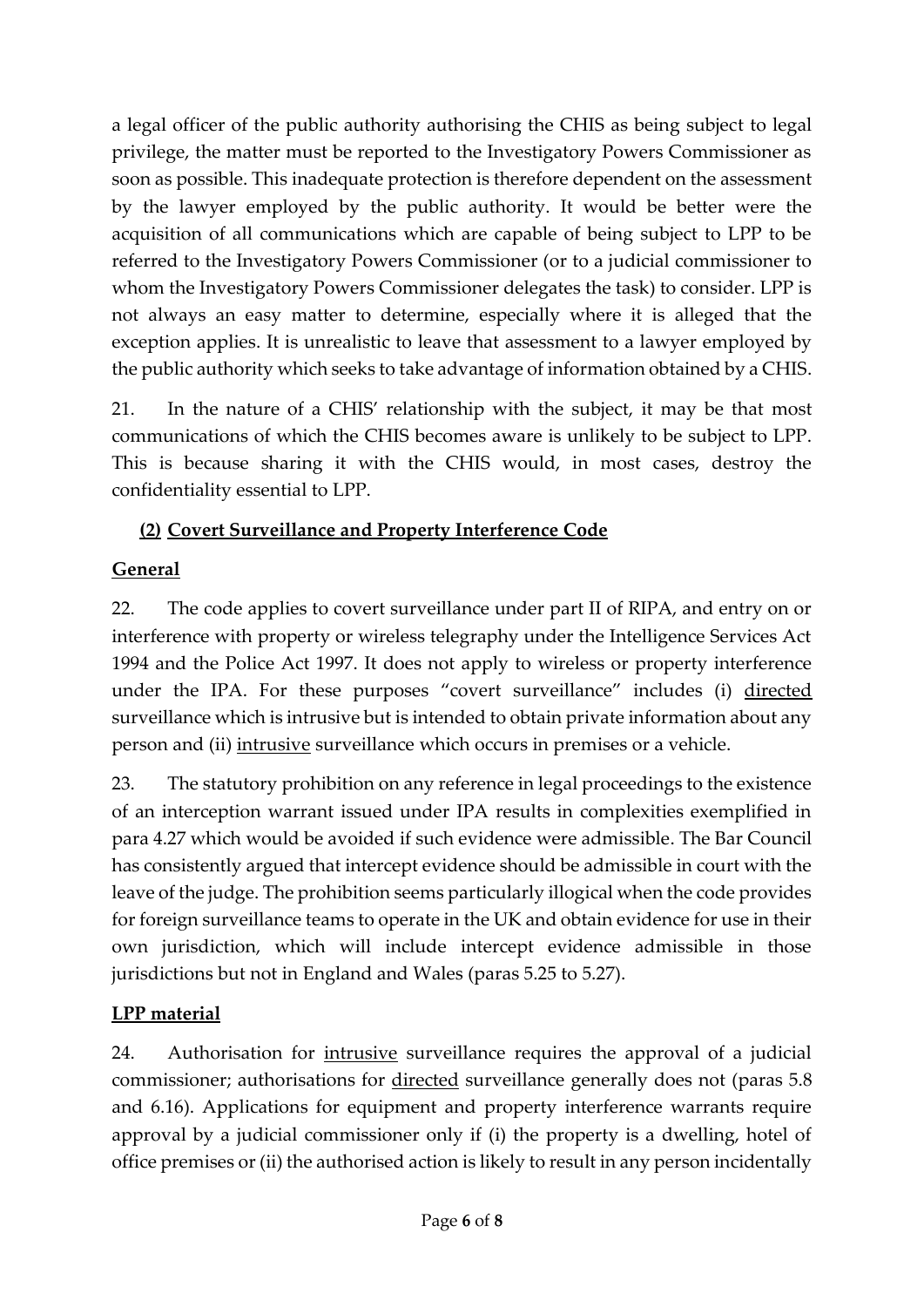a legal officer of the public authority authorising the CHIS as being subject to legal privilege, the matter must be reported to the Investigatory Powers Commissioner as soon as possible. This inadequate protection is therefore dependent on the assessment by the lawyer employed by the public authority. It would be better were the acquisition of all communications which are capable of being subject to LPP to be referred to the Investigatory Powers Commissioner (or to a judicial commissioner to whom the Investigatory Powers Commissioner delegates the task) to consider. LPP is not always an easy matter to determine, especially where it is alleged that the exception applies. It is unrealistic to leave that assessment to a lawyer employed by the public authority which seeks to take advantage of information obtained by a CHIS.

21. In the nature of a CHIS' relationship with the subject, it may be that most communications of which the CHIS becomes aware is unlikely to be subject to LPP. This is because sharing it with the CHIS would, in most cases, destroy the confidentiality essential to LPP.

## (2) Covert Surveillance and Property Interference Code

### General

22. The code applies to covert surveillance under part II of RIPA, and entry on or interference with property or wireless telegraphy under the Intelligence Services Act 1994 and the Police Act 1997. It does not apply to wireless or property interference under the IPA. For these purposes "covert surveillance" includes (i) directed surveillance which is intrusive but is intended to obtain private information about any person and (ii) intrusive surveillance which occurs in premises or a vehicle.

23. The statutory prohibition on any reference in legal proceedings to the existence of an interception warrant issued under IPA results in complexities exemplified in para 4.27 which would be avoided if such evidence were admissible. The Bar Council has consistently argued that intercept evidence should be admissible in court with the leave of the judge. The prohibition seems particularly illogical when the code provides for foreign surveillance teams to operate in the UK and obtain evidence for use in their own jurisdiction, which will include intercept evidence admissible in those jurisdictions but not in England and Wales (paras 5.25 to 5.27).

### LPP material

24. Authorisation for intrusive surveillance requires the approval of a judicial commissioner; authorisations for directed surveillance generally does not (paras 5.8 and 6.16). Applications for equipment and property interference warrants require approval by a judicial commissioner only if (i) the property is a dwelling, hotel of office premises or (ii) the authorised action is likely to result in any person incidentally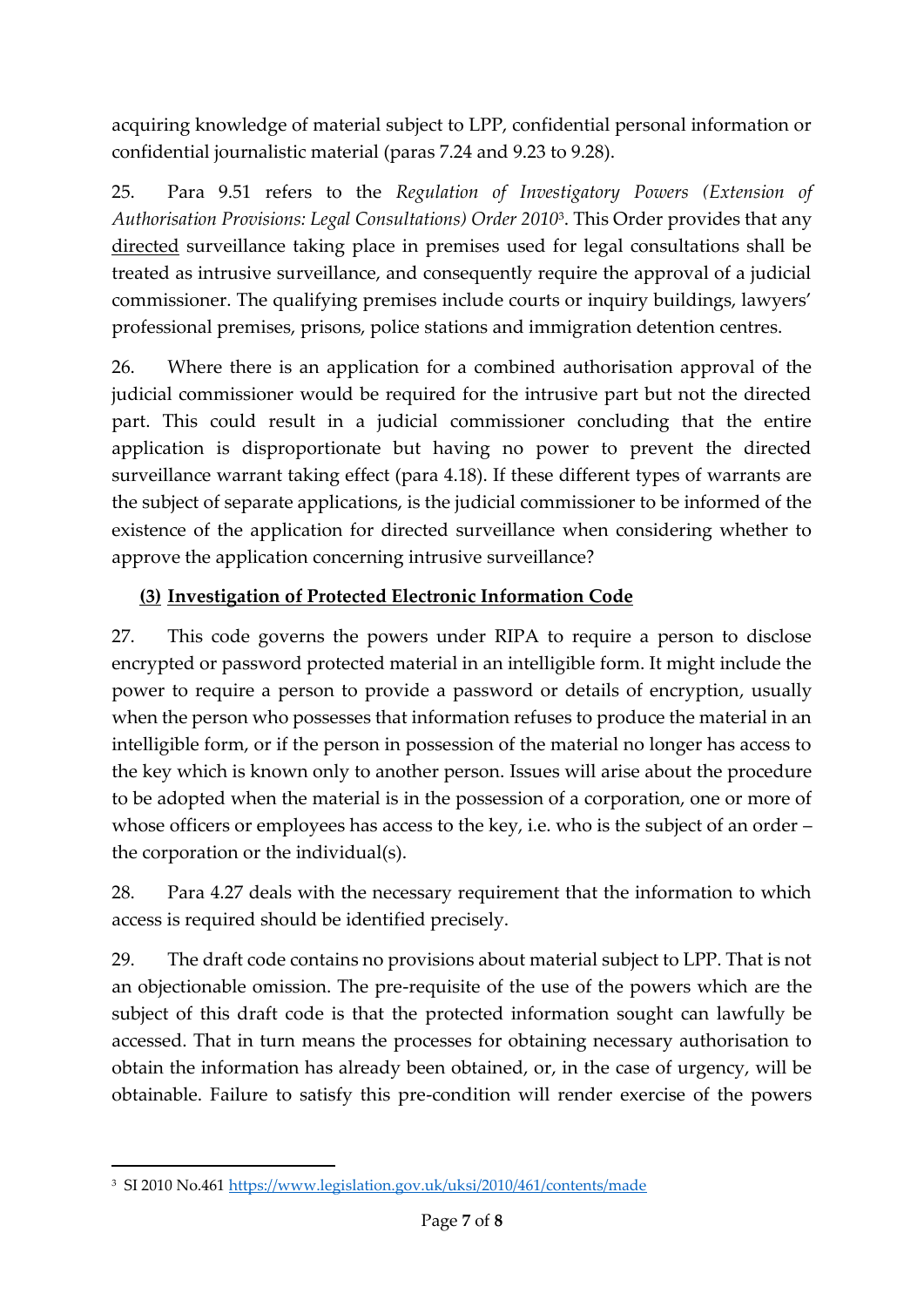acquiring knowledge of material subject to LPP, confidential personal information or confidential journalistic material (paras 7.24 and 9.23 to 9.28).

25. Para 9.51 refers to the *Regulation of Investigatory Powers (Extension of Authorisation Provisions: Legal Consultations) Order 2010*[3]. This Order provides that any <u>directed</u> surveillance taking place in premises used for legal consultations shall be treated as intrusive surveillance, and consequently require the approval of a judicial commissioner. The qualifying premises include courts or inquiry buildings, lawyers' professional premises, prisons, police stations and immigration detention centres.

26. Where there is an application for a combined authorisation approval of the judicial commissioner would be required for the intrusive part but not the directed part. This could result in a judicial commissioner concluding that the entire application is disproportionate but having no power to prevent the directed surveillance warrant taking effect (para 4.18). If these different types of warrants are the subject of separate applications, is the judicial commissioner to be informed of the existence of the application for directed surveillance when considering whether to approve the application concerning intrusive surveillance?

### (3) Investigation of Protected Electronic Information Code

27. This code governs the powers under RIPA to require a person to disclose encrypted or password protected material in an intelligible form. It might include the power to require a person to provide a password or details of encryption, usually when the person who possesses that information refuses to produce the material in an intelligible form, or if the person in possession of the material no longer has access to the key which is known only to another person. Issues will arise about the procedure to be adopted when the material is in the possession of a corporation, one or more of whose officers or employees has access to the key, i.e. who is the subject of an order – the corporation or the individual(s).

28. Para 4.27 deals with the necessary requirement that the information to which access is required should be identified precisely.

29. The draft code contains no provisions about material subject to LPP. That is not an objectionable omission. The pre-requisite of the use of the powers which are the subject of this draft code is that the protected information sought can lawfully be accessed. That in turn means the processes for obtaining necessary authorisation to obtain the information has already been obtained, or, in the case of urgency, will be obtainable. Failure to satisfy this pre-condition will render exercise of the powers

[3] SI 2010 No.461 https://www.legislation.gov.uk/uksi/2010/461/contents/made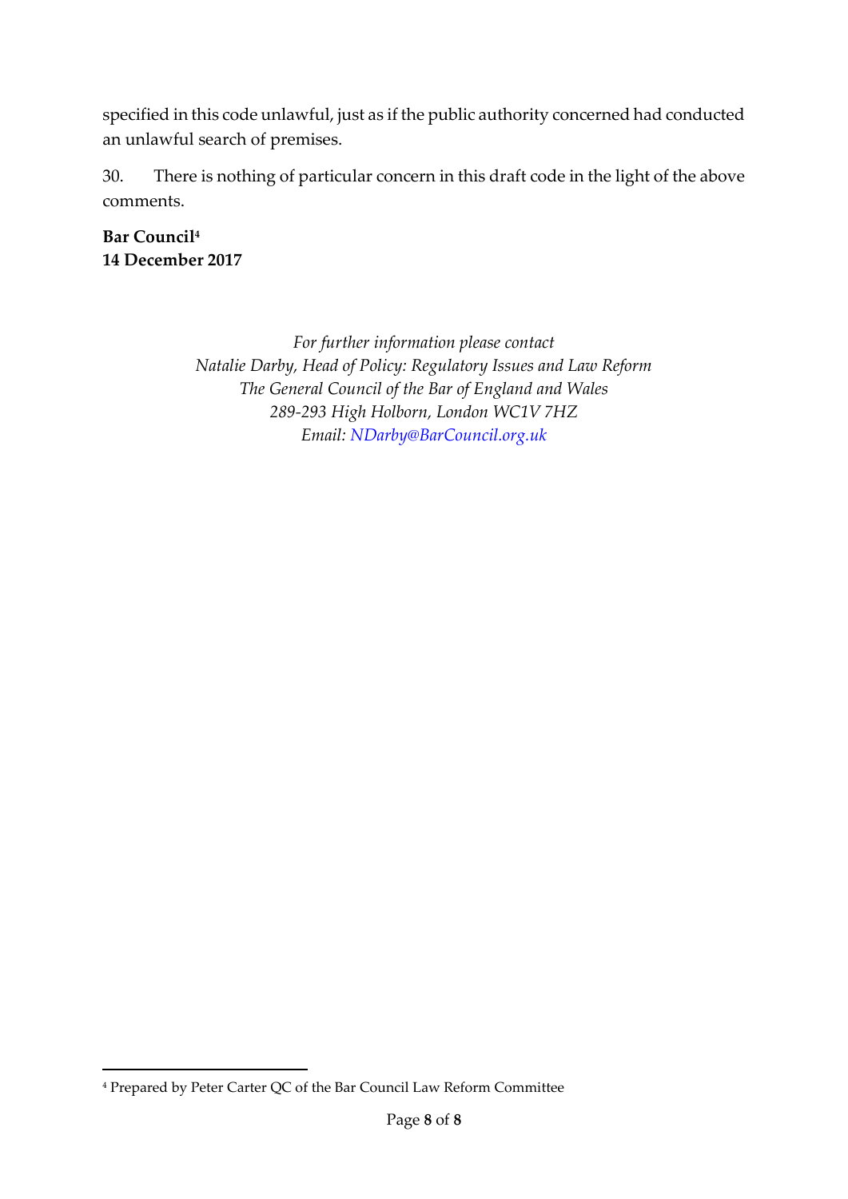specified in this code unlawful, just as if the public authority concerned had conducted an unlawful search of premises.

30. There is nothing of particular concern in this draft code in the light of the above comments.

**Bar Council**[4]
**14 December 2017**

*For further information please contact*
*Natalie Darby, Head of Policy: Regulatory Issues and Law Reform*
*The General Council of the Bar of England and Wales*
*289-293 High Holborn, London WC1V 7HZ*
*Email: NDarby@BarCouncil.org.uk*

[4] Prepared by Peter Carter QC of the Bar Council Law Reform Committee